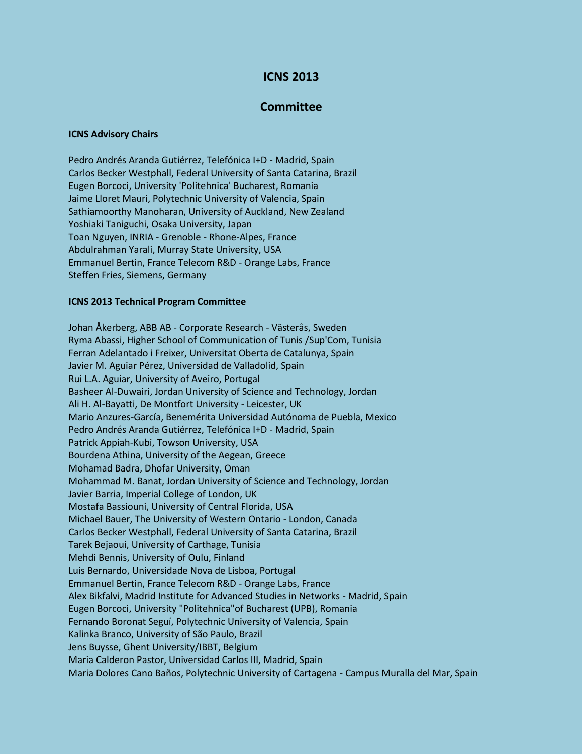# ICNS 2013

## Committee

**ICNS Advisory Chairs**

Pedro Andrés Aranda Gutiérrez, Telefónica I+D - Madrid, Spain
Carlos Becker Westphall, Federal University of Santa Catarina, Brazil
Eugen Borcoci, University 'Politehnica' Bucharest, Romania
Jaime Lloret Mauri, Polytechnic University of Valencia, Spain
Sathiamoorthy Manoharan, University of Auckland, New Zealand
Yoshiaki Taniguchi, Osaka University, Japan
Toan Nguyen, INRIA - Grenoble - Rhone-Alpes, France
Abdulrahman Yarali, Murray State University, USA
Emmanuel Bertin, France Telecom R&D - Orange Labs, France
Steffen Fries, Siemens, Germany

**ICNS 2013 Technical Program Committee**

Johan Åkerberg, ABB AB - Corporate Research - Västerås, Sweden
Ryma Abassi, Higher School of Communication of Tunis /Sup'Com, Tunisia
Ferran Adelantado i Freixer, Universitat Oberta de Catalunya, Spain
Javier M. Aguiar Pérez, Universidad de Valladolid, Spain
Rui L.A. Aguiar, University of Aveiro, Portugal
Basheer Al-Duwairi, Jordan University of Science and Technology, Jordan
Ali H. Al-Bayatti, De Montfort University - Leicester, UK
Mario Anzures-García, Benemérita Universidad Autónoma de Puebla, Mexico
Pedro Andrés Aranda Gutiérrez, Telefónica I+D - Madrid, Spain
Patrick Appiah-Kubi, Towson University, USA
Bourdena Athina, University of the Aegean, Greece
Mohamad Badra, Dhofar University, Oman
Mohammad M. Banat, Jordan University of Science and Technology, Jordan
Javier Barria, Imperial College of London, UK
Mostafa Bassiouni, University of Central Florida, USA
Michael Bauer, The University of Western Ontario - London, Canada
Carlos Becker Westphall, Federal University of Santa Catarina, Brazil
Tarek Bejaoui, University of Carthage, Tunisia
Mehdi Bennis, University of Oulu, Finland
Luis Bernardo, Universidade Nova de Lisboa, Portugal
Emmanuel Bertin, France Telecom R&D - Orange Labs, France
Alex Bikfalvi, Madrid Institute for Advanced Studies in Networks - Madrid, Spain
Eugen Borcoci, University "Politehnica"of Bucharest (UPB), Romania
Fernando Boronat Seguí, Polytechnic University of Valencia, Spain
Kalinka Branco, University of São Paulo, Brazil
Jens Buysse, Ghent University/IBBT, Belgium
Maria Calderon Pastor, Universidad Carlos III, Madrid, Spain
Maria Dolores Cano Baños, Polytechnic University of Cartagena - Campus Muralla del Mar, Spain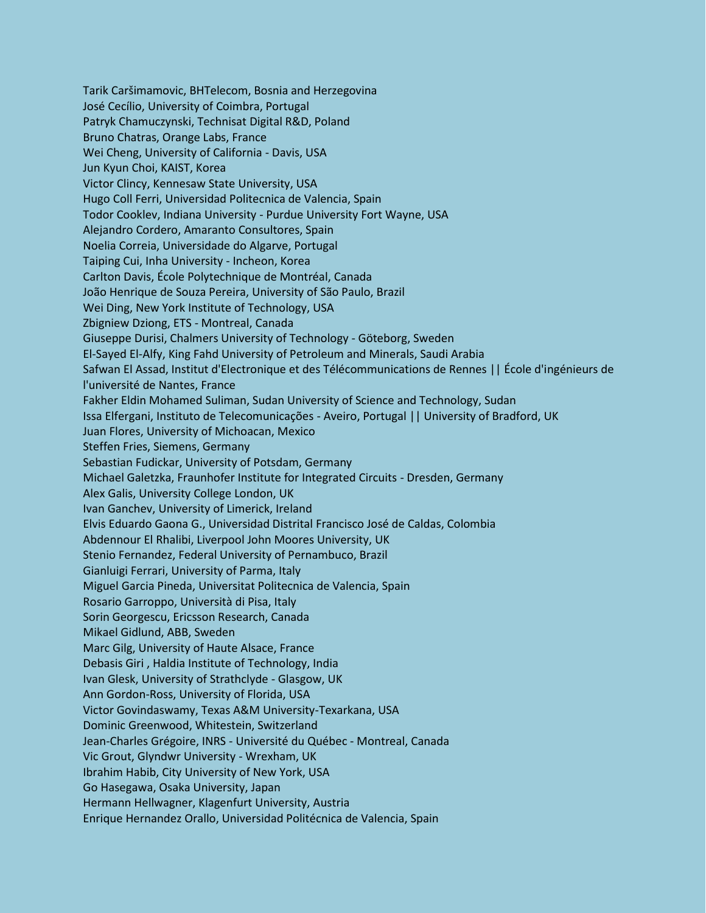Tarik Caršimamovic, BHTelecom, Bosnia and Herzegovina
José Cecílio, University of Coimbra, Portugal
Patryk Chamuczynski, Technisat Digital R&D, Poland
Bruno Chatras, Orange Labs, France
Wei Cheng, University of California - Davis, USA
Jun Kyun Choi, KAIST, Korea
Victor Clincy, Kennesaw State University, USA
Hugo Coll Ferri, Universidad Politecnica de Valencia, Spain
Todor Cooklev, Indiana University - Purdue University Fort Wayne, USA
Alejandro Cordero, Amaranto Consultores, Spain
Noelia Correia, Universidade do Algarve, Portugal
Taiping Cui, Inha University - Incheon, Korea
Carlton Davis, École Polytechnique de Montréal, Canada
João Henrique de Souza Pereira, University of São Paulo, Brazil
Wei Ding, New York Institute of Technology, USA
Zbigniew Dziong, ETS - Montreal, Canada
Giuseppe Durisi, Chalmers University of Technology - Göteborg, Sweden
El-Sayed El-Alfy, King Fahd University of Petroleum and Minerals, Saudi Arabia
Safwan El Assad, Institut d'Electronique et des Télécommunications de Rennes || École d'ingénieurs de l'université de Nantes, France
Fakher Eldin Mohamed Suliman, Sudan University of Science and Technology, Sudan
Issa Elfergani, Instituto de Telecomunicações - Aveiro, Portugal || University of Bradford, UK
Juan Flores, University of Michoacan, Mexico
Steffen Fries, Siemens, Germany
Sebastian Fudickar, University of Potsdam, Germany
Michael Galetzka, Fraunhofer Institute for Integrated Circuits - Dresden, Germany
Alex Galis, University College London, UK
Ivan Ganchev, University of Limerick, Ireland
Elvis Eduardo Gaona G., Universidad Distrital Francisco José de Caldas, Colombia
Abdennour El Rhalibi, Liverpool John Moores University, UK
Stenio Fernandez, Federal University of Pernambuco, Brazil
Gianluigi Ferrari, University of Parma, Italy
Miguel Garcia Pineda, Universitat Politecnica de Valencia, Spain
Rosario Garroppo, Università di Pisa, Italy
Sorin Georgescu, Ericsson Research, Canada
Mikael Gidlund, ABB, Sweden
Marc Gilg, University of Haute Alsace, France
Debasis Giri , Haldia Institute of Technology, India
Ivan Glesk, University of Strathclyde - Glasgow, UK
Ann Gordon-Ross, University of Florida, USA
Victor Govindaswamy, Texas A&M University-Texarkana, USA
Dominic Greenwood, Whitestein, Switzerland
Jean-Charles Grégoire, INRS - Université du Québec - Montreal, Canada
Vic Grout, Glyndwr University - Wrexham, UK
Ibrahim Habib, City University of New York, USA
Go Hasegawa, Osaka University, Japan
Hermann Hellwagner, Klagenfurt University, Austria
Enrique Hernandez Orallo, Universidad Politécnica de Valencia, Spain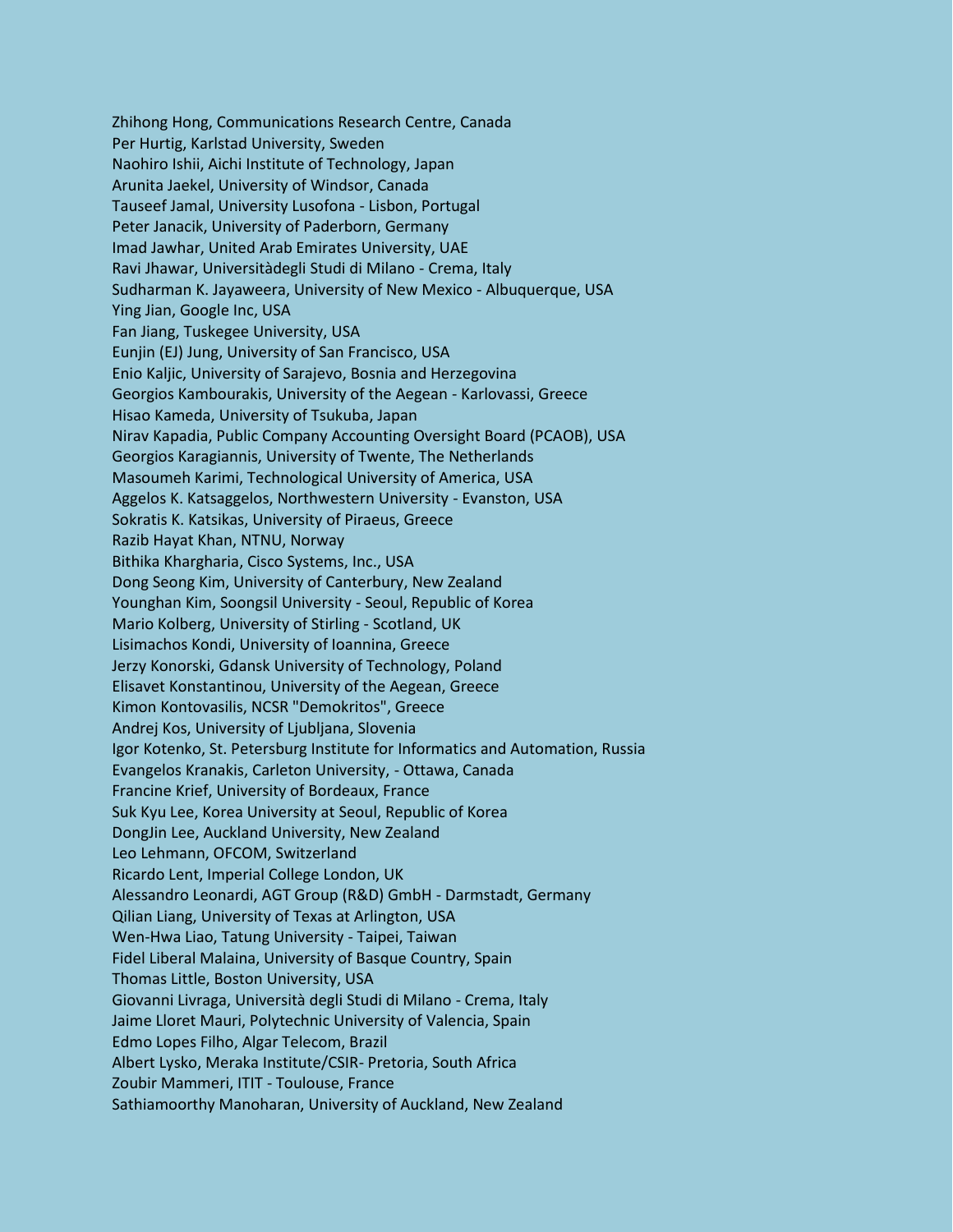Zhihong Hong, Communications Research Centre, Canada
Per Hurtig, Karlstad University, Sweden
Naohiro Ishii, Aichi Institute of Technology, Japan
Arunita Jaekel, University of Windsor, Canada
Tauseef Jamal, University Lusofona - Lisbon, Portugal
Peter Janacik, University of Paderborn, Germany
Imad Jawhar, United Arab Emirates University, UAE
Ravi Jhawar, Universitàdegli Studi di Milano - Crema, Italy
Sudharman K. Jayaweera, University of New Mexico - Albuquerque, USA
Ying Jian, Google Inc, USA
Fan Jiang, Tuskegee University, USA
Eunjin (EJ) Jung, University of San Francisco, USA
Enio Kaljic, University of Sarajevo, Bosnia and Herzegovina
Georgios Kambourakis, University of the Aegean - Karlovassi, Greece
Hisao Kameda, University of Tsukuba, Japan
Nirav Kapadia, Public Company Accounting Oversight Board (PCAOB), USA
Georgios Karagiannis, University of Twente, The Netherlands
Masoumeh Karimi, Technological University of America, USA
Aggelos K. Katsaggelos, Northwestern University - Evanston, USA
Sokratis K. Katsikas, University of Piraeus, Greece
Razib Hayat Khan, NTNU, Norway
Bithika Khargharia, Cisco Systems, Inc., USA
Dong Seong Kim, University of Canterbury, New Zealand
Younghan Kim, Soongsil University - Seoul, Republic of Korea
Mario Kolberg, University of Stirling - Scotland, UK
Lisimachos Kondi, University of Ioannina, Greece
Jerzy Konorski, Gdansk University of Technology, Poland
Elisavet Konstantinou, University of the Aegean, Greece
Kimon Kontovasilis, NCSR "Demokritos", Greece
Andrej Kos, University of Ljubljana, Slovenia
Igor Kotenko, St. Petersburg Institute for Informatics and Automation, Russia
Evangelos Kranakis, Carleton University, - Ottawa, Canada
Francine Krief, University of Bordeaux, France
Suk Kyu Lee, Korea University at Seoul, Republic of Korea
DongJin Lee, Auckland University, New Zealand
Leo Lehmann, OFCOM, Switzerland
Ricardo Lent, Imperial College London, UK
Alessandro Leonardi, AGT Group (R&D) GmbH - Darmstadt, Germany
Qilian Liang, University of Texas at Arlington, USA
Wen-Hwa Liao, Tatung University - Taipei, Taiwan
Fidel Liberal Malaina, University of Basque Country, Spain
Thomas Little, Boston University, USA
Giovanni Livraga, Università degli Studi di Milano - Crema, Italy
Jaime Lloret Mauri, Polytechnic University of Valencia, Spain
Edmo Lopes Filho, Algar Telecom, Brazil
Albert Lysko, Meraka Institute/CSIR- Pretoria, South Africa
Zoubir Mammeri, ITIT - Toulouse, France
Sathiamoorthy Manoharan, University of Auckland, New Zealand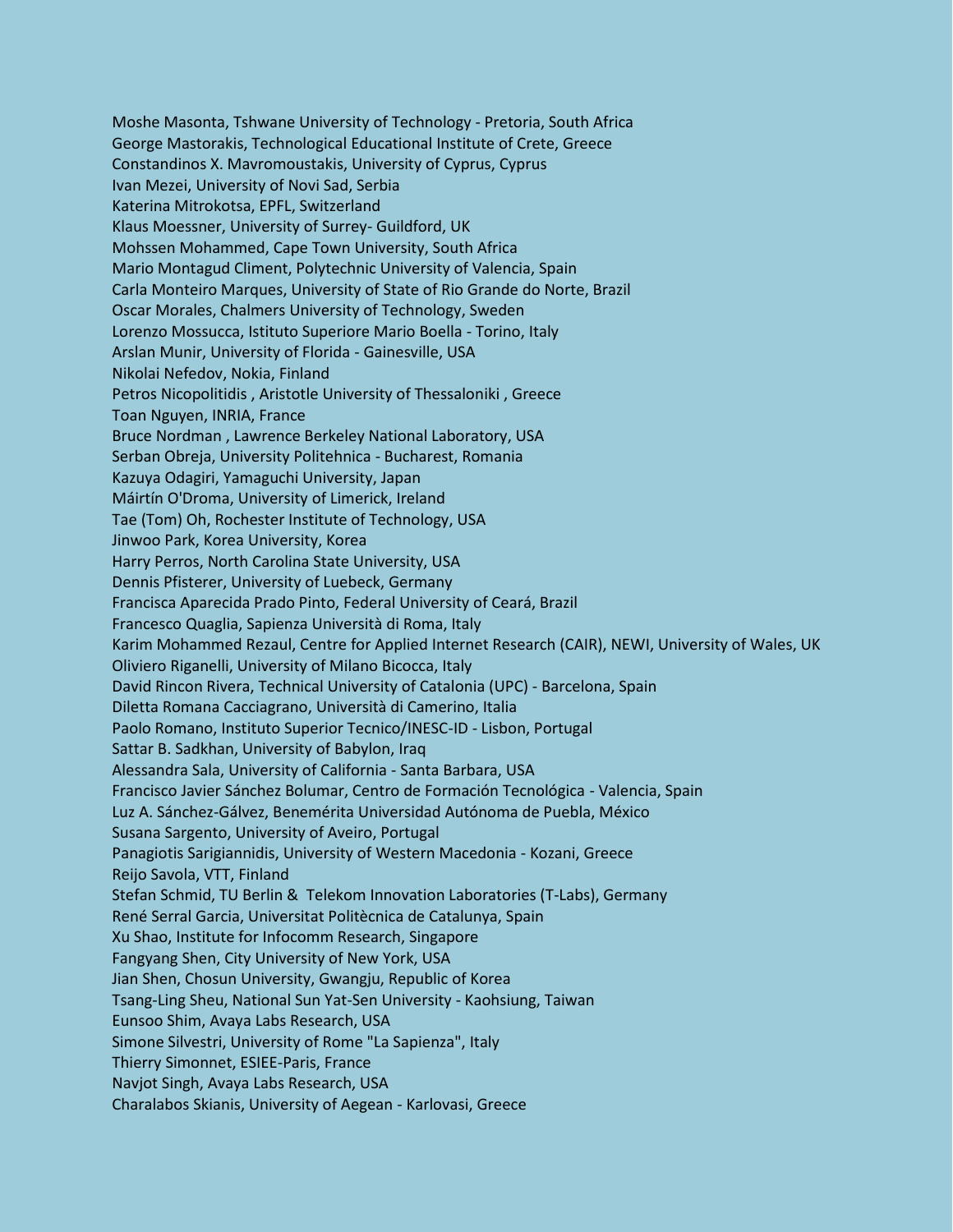Moshe Masonta, Tshwane University of Technology - Pretoria, South Africa
George Mastorakis, Technological Educational Institute of Crete, Greece
Constandinos X. Mavromoustakis, University of Cyprus, Cyprus
Ivan Mezei, University of Novi Sad, Serbia
Katerina Mitrokotsa, EPFL, Switzerland
Klaus Moessner, University of Surrey- Guildford, UK
Mohssen Mohammed, Cape Town University, South Africa
Mario Montagud Climent, Polytechnic University of Valencia, Spain
Carla Monteiro Marques, University of State of Rio Grande do Norte, Brazil
Oscar Morales, Chalmers University of Technology, Sweden
Lorenzo Mossucca, Istituto Superiore Mario Boella - Torino, Italy
Arslan Munir, University of Florida - Gainesville, USA
Nikolai Nefedov, Nokia, Finland
Petros Nicopolitidis , Aristotle University of Thessaloniki , Greece
Toan Nguyen, INRIA, France
Bruce Nordman , Lawrence Berkeley National Laboratory, USA
Serban Obreja, University Politehnica - Bucharest, Romania
Kazuya Odagiri, Yamaguchi University, Japan
Máirtín O'Droma, University of Limerick, Ireland
Tae (Tom) Oh, Rochester Institute of Technology, USA
Jinwoo Park, Korea University, Korea
Harry Perros, North Carolina State University, USA
Dennis Pfisterer, University of Luebeck, Germany
Francisca Aparecida Prado Pinto, Federal University of Ceará, Brazil
Francesco Quaglia, Sapienza Università di Roma, Italy
Karim Mohammed Rezaul, Centre for Applied Internet Research (CAIR), NEWI, University of Wales, UK
Oliviero Riganelli, University of Milano Bicocca, Italy
David Rincon Rivera, Technical University of Catalonia (UPC) - Barcelona, Spain
Diletta Romana Cacciagrano, Università di Camerino, Italia
Paolo Romano, Instituto Superior Tecnico/INESC-ID - Lisbon, Portugal
Sattar B. Sadkhan, University of Babylon, Iraq
Alessandra Sala, University of California - Santa Barbara, USA
Francisco Javier Sánchez Bolumar, Centro de Formación Tecnológica - Valencia, Spain
Luz A. Sánchez-Gálvez, Benemérita Universidad Autónoma de Puebla, México
Susana Sargento, University of Aveiro, Portugal
Panagiotis Sarigiannidis, University of Western Macedonia - Kozani, Greece
Reijo Savola, VTT, Finland
Stefan Schmid, TU Berlin & Telekom Innovation Laboratories (T-Labs), Germany
René Serral Garcia, Universitat Politècnica de Catalunya, Spain
Xu Shao, Institute for Infocomm Research, Singapore
Fangyang Shen, City University of New York, USA
Jian Shen, Chosun University, Gwangju, Republic of Korea
Tsang-Ling Sheu, National Sun Yat-Sen University - Kaohsiung, Taiwan
Eunsoo Shim, Avaya Labs Research, USA
Simone Silvestri, University of Rome "La Sapienza", Italy
Thierry Simonnet, ESIEE-Paris, France
Navjot Singh, Avaya Labs Research, USA
Charalabos Skianis, University of Aegean - Karlovasi, Greece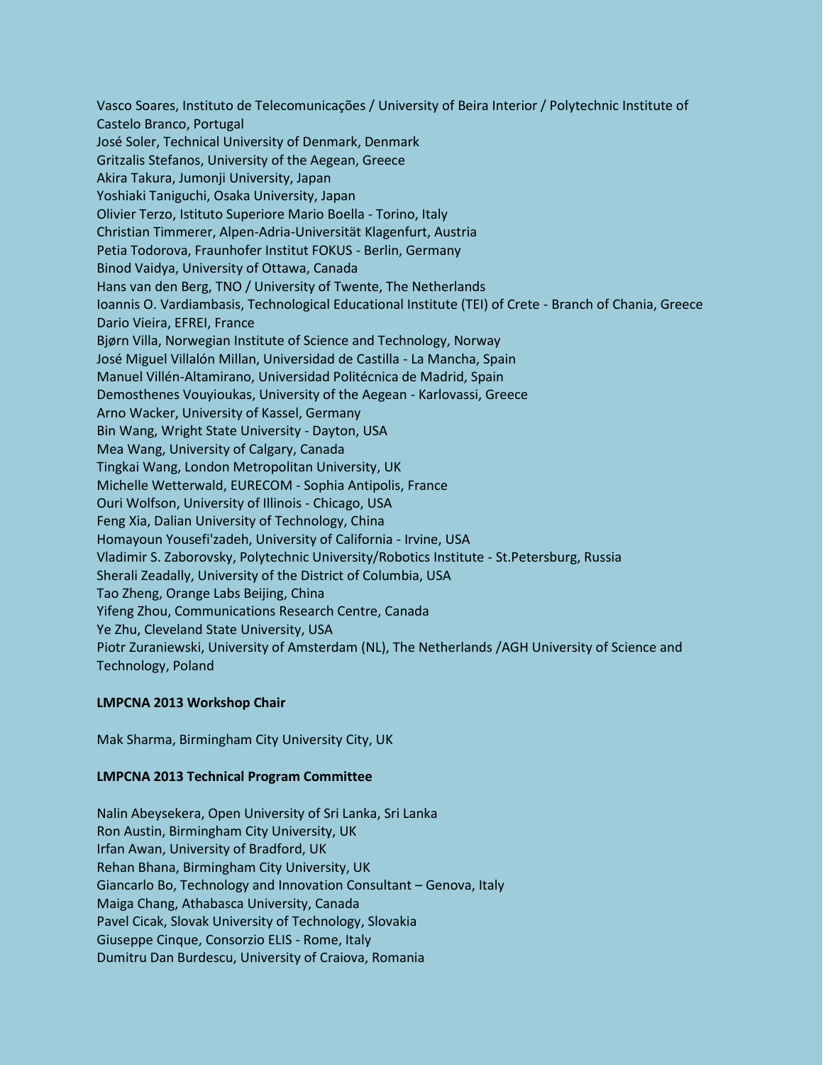Vasco Soares, Instituto de Telecomunicações / University of Beira Interior / Polytechnic Institute of Castelo Branco, Portugal
José Soler, Technical University of Denmark, Denmark
Gritzalis Stefanos, University of the Aegean, Greece
Akira Takura, Jumonji University, Japan
Yoshiaki Taniguchi, Osaka University, Japan
Olivier Terzo, Istituto Superiore Mario Boella - Torino, Italy
Christian Timmerer, Alpen-Adria-Universität Klagenfurt, Austria
Petia Todorova, Fraunhofer Institut FOKUS - Berlin, Germany
Binod Vaidya, University of Ottawa, Canada
Hans van den Berg, TNO / University of Twente, The Netherlands
Ioannis O. Vardiambasis, Technological Educational Institute (TEI) of Crete - Branch of Chania, Greece
Dario Vieira, EFREI, France
Bjørn Villa, Norwegian Institute of Science and Technology, Norway
José Miguel Villalón Millan, Universidad de Castilla - La Mancha, Spain
Manuel Villén-Altamirano, Universidad Politécnica de Madrid, Spain
Demosthenes Vouyioukas, University of the Aegean - Karlovassi, Greece
Arno Wacker, University of Kassel, Germany
Bin Wang, Wright State University - Dayton, USA
Mea Wang, University of Calgary, Canada
Tingkai Wang, London Metropolitan University, UK
Michelle Wetterwald, EURECOM - Sophia Antipolis, France
Ouri Wolfson, University of Illinois - Chicago, USA
Feng Xia, Dalian University of Technology, China
Homayoun Yousefi'zadeh, University of California - Irvine, USA
Vladimir S. Zaborovsky, Polytechnic University/Robotics Institute - St.Petersburg, Russia
Sherali Zeadally, University of the District of Columbia, USA
Tao Zheng, Orange Labs Beijing, China
Yifeng Zhou, Communications Research Centre, Canada
Ye Zhu, Cleveland State University, USA
Piotr Zuraniewski, University of Amsterdam (NL), The Netherlands /AGH University of Science and Technology, Poland

**LMPCNA 2013 Workshop Chair**

Mak Sharma, Birmingham City University City, UK

**LMPCNA 2013 Technical Program Committee**

Nalin Abeysekera, Open University of Sri Lanka, Sri Lanka
Ron Austin, Birmingham City University, UK
Irfan Awan, University of Bradford, UK
Rehan Bhana, Birmingham City University, UK
Giancarlo Bo, Technology and Innovation Consultant – Genova, Italy
Maiga Chang, Athabasca University, Canada
Pavel Cicak, Slovak University of Technology, Slovakia
Giuseppe Cinque, Consorzio ELIS - Rome, Italy
Dumitru Dan Burdescu, University of Craiova, Romania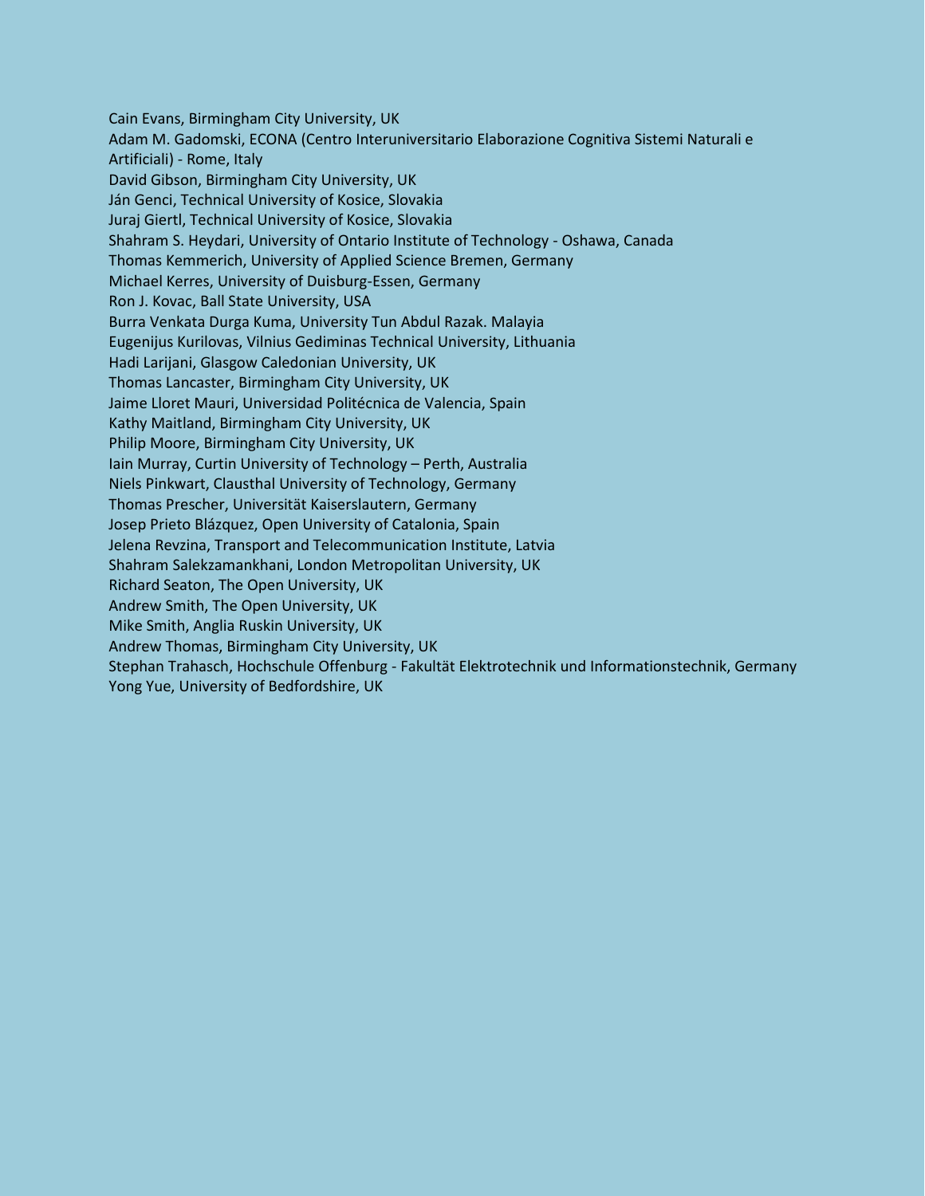Cain Evans, Birmingham City University, UK
Adam M. Gadomski, ECONA (Centro Interuniversitario Elaborazione Cognitiva Sistemi Naturali e Artificiali) - Rome, Italy
David Gibson, Birmingham City University, UK
Ján Genci, Technical University of Kosice, Slovakia
Juraj Giertl, Technical University of Kosice, Slovakia
Shahram S. Heydari, University of Ontario Institute of Technology - Oshawa, Canada
Thomas Kemmerich, University of Applied Science Bremen, Germany
Michael Kerres, University of Duisburg-Essen, Germany
Ron J. Kovac, Ball State University, USA
Burra Venkata Durga Kuma, University Tun Abdul Razak. Malayia
Eugenijus Kurilovas, Vilnius Gediminas Technical University, Lithuania
Hadi Larijani, Glasgow Caledonian University, UK
Thomas Lancaster, Birmingham City University, UK
Jaime Lloret Mauri, Universidad Politécnica de Valencia, Spain
Kathy Maitland, Birmingham City University, UK
Philip Moore, Birmingham City University, UK
Iain Murray, Curtin University of Technology – Perth, Australia
Niels Pinkwart, Clausthal University of Technology, Germany
Thomas Prescher, Universität Kaiserslautern, Germany
Josep Prieto Blázquez, Open University of Catalonia, Spain
Jelena Revzina, Transport and Telecommunication Institute, Latvia
Shahram Salekzamankhani, London Metropolitan University, UK
Richard Seaton, The Open University, UK
Andrew Smith, The Open University, UK
Mike Smith, Anglia Ruskin University, UK
Andrew Thomas, Birmingham City University, UK
Stephan Trahasch, Hochschule Offenburg - Fakultät Elektrotechnik und Informationstechnik, Germany
Yong Yue, University of Bedfordshire, UK